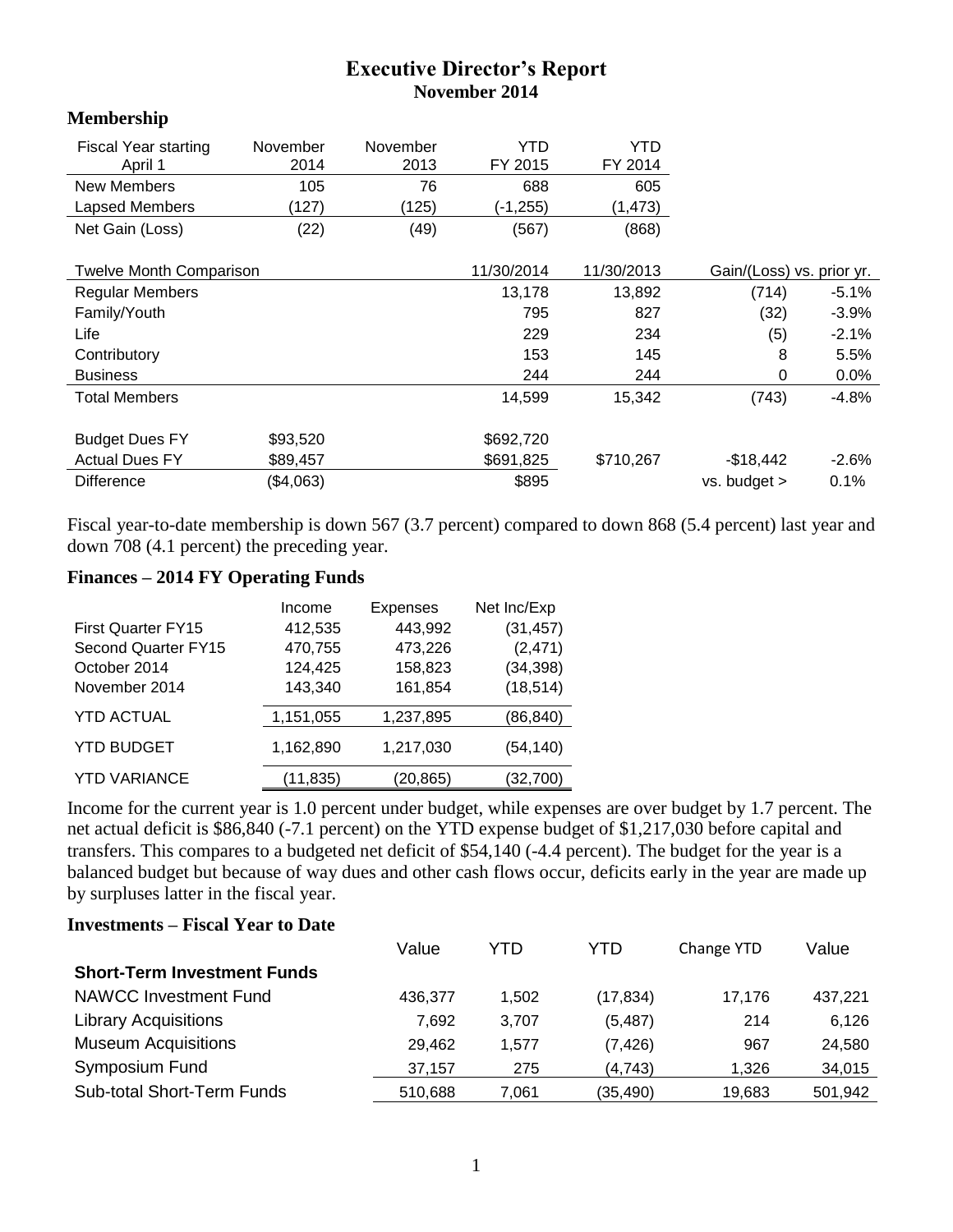# Executive Director's Report
## November 2014

### Membership

| Fiscal Year starting April 1 | November 2014 | November 2013 | YTD FY 2015 | YTD FY 2014 | | |
|---|---|---|---|---|---|---|
| New Members | 105 | 76 | 688 | 605 | | |
| Lapsed Members | (127) | (125) | (-1,255) | (1,473) | | |
| Net Gain (Loss) | (22) | (49) | (567) | (868) | | |
| | | | | | | |
| Twelve Month Comparison | | | 11/30/2014 | 11/30/2013 | Gain/(Loss) vs. prior yr. | |
| Regular Members | | | 13,178 | 13,892 | (714) | -5.1% |
| Family/Youth | | | 795 | 827 | (32) | -3.9% |
| Life | | | 229 | 234 | (5) | -2.1% |
| Contributory | | | 153 | 145 | 8 | 5.5% |
| Business | | | 244 | 244 | 0 | 0.0% |
| Total Members | | | 14,599 | 15,342 | (743) | -4.8% |
| | | | | | | |
| Budget Dues FY | $93,520 | | $692,720 | | | |
| Actual Dues FY | $89,457 | | $691,825 | $710,267 | -$18,442 | -2.6% |
| Difference | ($4,063) | | $895 | | vs. budget > | 0.1% |

Fiscal year-to-date membership is down 567 (3.7 percent) compared to down 868 (5.4 percent) last year and down 708 (4.1 percent) the preceding year.

### Finances – 2014 FY Operating Funds

| | Income | Expenses | Net Inc/Exp |
|---|---|---|---|
| First Quarter FY15 | 412,535 | 443,992 | (31,457) |
| Second Quarter FY15 | 470,755 | 473,226 | (2,471) |
| October 2014 | 124,425 | 158,823 | (34,398) |
| November 2014 | 143,340 | 161,854 | (18,514) |
| YTD ACTUAL | 1,151,055 | 1,237,895 | (86,840) |
| YTD BUDGET | 1,162,890 | 1,217,030 | (54,140) |
| YTD VARIANCE | (11,835) | (20,865) | (32,700) |

Income for the current year is 1.0 percent under budget, while expenses are over budget by 1.7 percent. The net actual deficit is $86,840 (-7.1 percent) on the YTD expense budget of $1,217,030 before capital and transfers. This compares to a budgeted net deficit of $54,140 (-4.4 percent). The budget for the year is a balanced budget but because of way dues and other cash flows occur, deficits early in the year are made up by surpluses latter in the fiscal year.

### Investments – Fiscal Year to Date

| | Value | YTD | YTD | Change YTD | Value |
|---|---|---|---|---|---|
| **Short-Term Investment Funds** | | | | | |
| NAWCC Investment Fund | 436,377 | 1,502 | (17,834) | 17,176 | 437,221 |
| Library Acquisitions | 7,692 | 3,707 | (5,487) | 214 | 6,126 |
| Museum Acquisitions | 29,462 | 1,577 | (7,426) | 967 | 24,580 |
| Symposium Fund | 37,157 | 275 | (4,743) | 1,326 | 34,015 |
| Sub-total Short-Term Funds | 510,688 | 7,061 | (35,490) | 19,683 | 501,942 |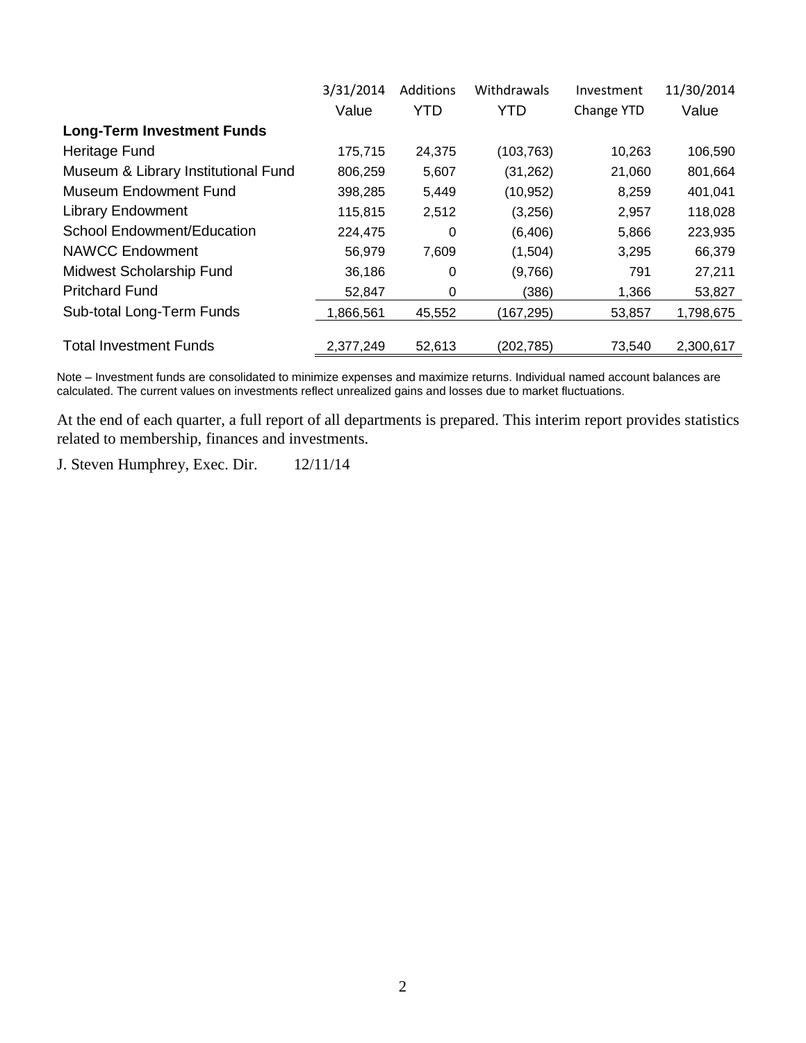| | 3/31/2014 Value | Additions YTD | Withdrawals YTD | Investment Change YTD | 11/30/2014 Value |
|---|---|---|---|---|---|
| **Long-Term Investment Funds** | | | | | |
| Heritage Fund | 175,715 | 24,375 | (103,763) | 10,263 | 106,590 |
| Museum & Library Institutional Fund | 806,259 | 5,607 | (31,262) | 21,060 | 801,664 |
| Museum Endowment Fund | 398,285 | 5,449 | (10,952) | 8,259 | 401,041 |
| Library Endowment | 115,815 | 2,512 | (3,256) | 2,957 | 118,028 |
| School Endowment/Education | 224,475 | 0 | (6,406) | 5,866 | 223,935 |
| NAWCC Endowment | 56,979 | 7,609 | (1,504) | 3,295 | 66,379 |
| Midwest Scholarship Fund | 36,186 | 0 | (9,766) | 791 | 27,211 |
| Pritchard Fund | 52,847 | 0 | (386) | 1,366 | 53,827 |
| Sub-total Long-Term Funds | 1,866,561 | 45,552 | (167,295) | 53,857 | 1,798,675 |
| Total Investment Funds | 2,377,249 | 52,613 | (202,785) | 73,540 | 2,300,617 |

Note – Investment funds are consolidated to minimize expenses and maximize returns. Individual named account balances are calculated. The current values on investments reflect unrealized gains and losses due to market fluctuations.

At the end of each quarter, a full report of all departments is prepared. This interim report provides statistics related to membership, finances and investments.

J. Steven Humphrey, Exec. Dir. 12/11/14